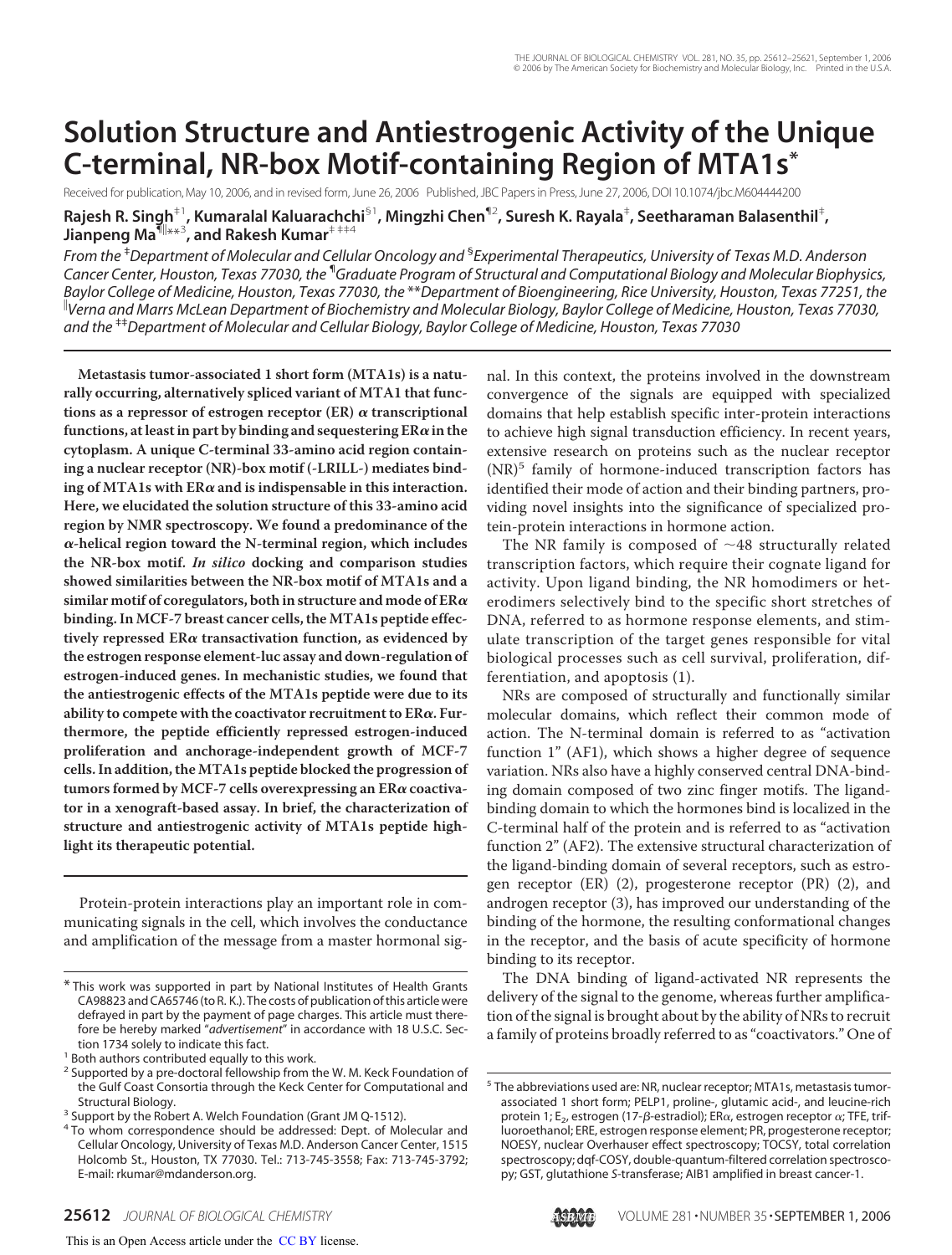# Solution Structure and Antiestrogenic Activity of the Unique C-terminal, NR-box Motif-containing Region of MTA1s*

Received for publication, May 10, 2006, and in revised form, June 26, 2006 Published, JBC Papers in Press, June 27, 2006, DOI 10.1074/jbc.M604444200

**Rajesh R. Singh[‡1], Kumaralal Kaluarachchi[§1], Mingzhi Chen[¶2], Suresh K. Rayala[‡], Seetharaman Balasenthil[‡], Jianpeng Ma[¶‖**3], and Rakesh Kumar[‡‡‡4]**

*From the [‡]Department of Molecular and Cellular Oncology and [§]Experimental Therapeutics, University of Texas M.D. Anderson Cancer Center, Houston, Texas 77030, the [¶]Graduate Program of Structural and Computational Biology and Molecular Biophysics, Baylor College of Medicine, Houston, Texas 77030, the **Department of Bioengineering, Rice University, Houston, Texas 77251, the [‖]Verna and Marrs McLean Department of Biochemistry and Molecular Biology, Baylor College of Medicine, Houston, Texas 77030, and the [‡‡]Department of Molecular and Cellular Biology, Baylor College of Medicine, Houston, Texas 77030*

**Metastasis tumor-associated 1 short form (MTA1s) is a naturally occurring, alternatively spliced variant of MTA1 that functions as a repressor of estrogen receptor (ER) α transcriptional functions, at least in part by binding and sequestering ERα in the cytoplasm. A unique C-terminal 33-amino acid region containing a nuclear receptor (NR)-box motif (-LRILL-) mediates binding of MTA1s with ERα and is indispensable in this interaction. Here, we elucidated the solution structure of this 33-amino acid region by NMR spectroscopy. We found a predominance of the α-helical region toward the N-terminal region, which includes the NR-box motif. *In silico* docking and comparison studies showed similarities between the NR-box motif of MTA1s and a similar motif of coregulators, both in structure and mode of ERα binding. In MCF-7 breast cancer cells, the MTA1s peptide effectively repressed ERα transactivation function, as evidenced by the estrogen response element-luc assay and down-regulation of estrogen-induced genes. In mechanistic studies, we found that the antiestrogenic effects of the MTA1s peptide were due to its ability to compete with the coactivator recruitment to ERα. Furthermore, the peptide efficiently repressed estrogen-induced proliferation and anchorage-independent growth of MCF-7 cells. In addition, the MTA1s peptide blocked the progression of tumors formed by MCF-7 cells overexpressing an ERα coactivator in a xenograft-based assay. In brief, the characterization of structure and antiestrogenic activity of MTA1s peptide highlight its therapeutic potential.**

Protein-protein interactions play an important role in communicating signals in the cell, which involves the conductance and amplification of the message from a master hormonal signal. In this context, the proteins involved in the downstream convergence of the signals are equipped with specialized domains that help establish specific inter-protein interactions to achieve high signal transduction efficiency. In recent years, extensive research on proteins such as the nuclear receptor (NR)[5] family of hormone-induced transcription factors has identified their mode of action and their binding partners, providing novel insights into the significance of specialized protein-protein interactions in hormone action.

The NR family is composed of ~48 structurally related transcription factors, which require their cognate ligand for activity. Upon ligand binding, the NR homodimers or heterodimers selectively bind to the specific short stretches of DNA, referred to as hormone response elements, and stimulate transcription of the target genes responsible for vital biological processes such as cell survival, proliferation, differentiation, and apoptosis (1).

NRs are composed of structurally and functionally similar molecular domains, which reflect their common mode of action. The N-terminal domain is referred to as "activation function 1" (AF1), which shows a higher degree of sequence variation. NRs also have a highly conserved central DNA-binding domain composed of two zinc finger motifs. The ligand-binding domain to which the hormones bind is localized in the C-terminal half of the protein and is referred to as "activation function 2" (AF2). The extensive structural characterization of the ligand-binding domain of several receptors, such as estrogen receptor (ER) (2), progesterone receptor (PR) (2), and androgen receptor (3), has improved our understanding of the binding of the hormone, the resulting conformational changes in the receptor, and the basis of acute specificity of hormone binding to its receptor.

The DNA binding of ligand-activated NR represents the delivery of the signal to the genome, whereas further amplification of the signal is brought about by the ability of NRs to recruit a family of proteins broadly referred to as "coactivators." One of

\* This work was supported in part by National Institutes of Health Grants CA98823 and CA65746 (to R. K.). The costs of publication of this article were defrayed in part by the payment of page charges. This article must therefore be hereby marked "*advertisement*" in accordance with 18 U.S.C. Section 1734 solely to indicate this fact.

[1] Both authors contributed equally to this work.

[2] Supported by a pre-doctoral fellowship from the W. M. Keck Foundation of the Gulf Coast Consortia through the Keck Center for Computational and Structural Biology.

[3] Support by the Robert A. Welch Foundation (Grant JM Q-1512).

[4] To whom correspondence should be addressed: Dept. of Molecular and Cellular Oncology, University of Texas M.D. Anderson Cancer Center, 1515 Holcomb St., Houston, TX 77030. Tel.: 713-745-3558; Fax: 713-745-3792; E-mail: rkumar@mdanderson.org.

[5] The abbreviations used are: NR, nuclear receptor; MTA1s, metastasis tumor-associated 1 short form; PELP1, proline-, glutamic acid-, and leucine-rich protein 1; $E_2$, estrogen (17-β-estradiol); ERα, estrogen receptor α; TFE, trifluoroethanol; ERE, estrogen response element; PR, progesterone receptor; NOESY, nuclear Overhauser effect spectroscopy; TOCSY, total correlation spectroscopy; dqf-COSY, double-quantum-filtered correlation spectroscopy; GST, glutathione S-transferase; AIB1 amplified in breast cancer-1.

This is an Open Access article under the CC BY license.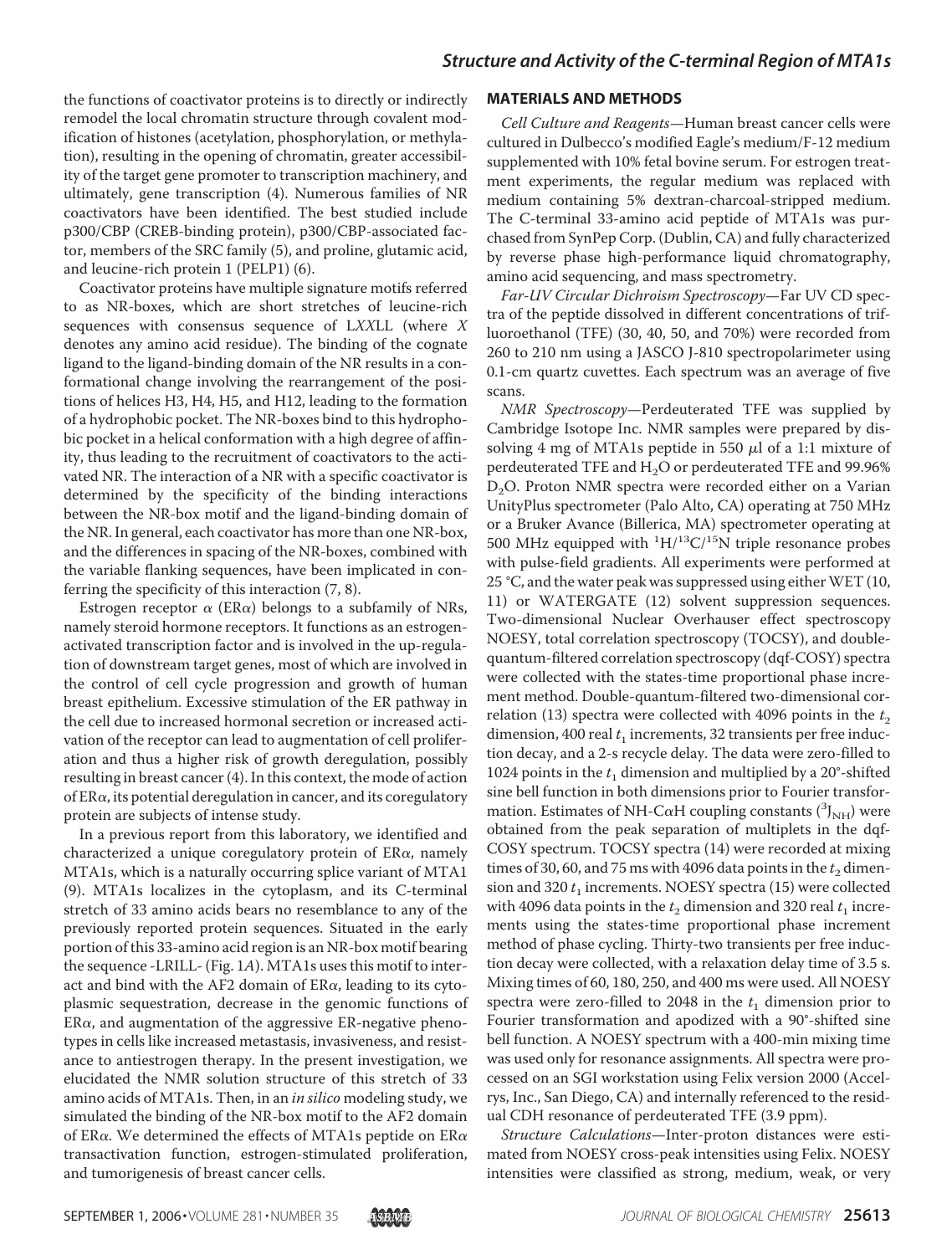the functions of coactivator proteins is to directly or indirectly remodel the local chromatin structure through covalent modification of histones (acetylation, phosphorylation, or methylation), resulting in the opening of chromatin, greater accessibility of the target gene promoter to transcription machinery, and ultimately, gene transcription (4). Numerous families of NR coactivators have been identified. The best studied include p300/CBP (CREB-binding protein), p300/CBP-associated factor, members of the SRC family (5), and proline, glutamic acid, and leucine-rich protein 1 (PELP1) (6).

Coactivator proteins have multiple signature motifs referred to as NR-boxes, which are short stretches of leucine-rich sequences with consensus sequence of L*XX*LL (where *X* denotes any amino acid residue). The binding of the cognate ligand to the ligand-binding domain of the NR results in a conformational change involving the rearrangement of the positions of helices H3, H4, H5, and H12, leading to the formation of a hydrophobic pocket. The NR-boxes bind to this hydrophobic pocket in a helical conformation with a high degree of affinity, thus leading to the recruitment of coactivators to the activated NR. The interaction of a NR with a specific coactivator is determined by the specificity of the binding interactions between the NR-box motif and the ligand-binding domain of the NR. In general, each coactivator has more than one NR-box, and the differences in spacing of the NR-boxes, combined with the variable flanking sequences, have been implicated in conferring the specificity of this interaction (7, 8).

Estrogen receptor $\alpha$ (ER$\alpha$) belongs to a subfamily of NRs, namely steroid hormone receptors. It functions as an estrogen-activated transcription factor and is involved in the up-regulation of downstream target genes, most of which are involved in the control of cell cycle progression and growth of human breast epithelium. Excessive stimulation of the ER pathway in the cell due to increased hormonal secretion or increased activation of the receptor can lead to augmentation of cell proliferation and thus a higher risk of growth deregulation, possibly resulting in breast cancer (4). In this context, the mode of action of ER$\alpha$, its potential deregulation in cancer, and its coregulatory protein are subjects of intense study.

In a previous report from this laboratory, we identified and characterized a unique coregulatory protein of ER$\alpha$, namely MTA1s, which is a naturally occurring splice variant of MTA1 (9). MTA1s localizes in the cytoplasm, and its C-terminal stretch of 33 amino acids bears no resemblance to any of the previously reported protein sequences. Situated in the early portion of this 33-amino acid region is an NR-box motif bearing the sequence -LRILL- (Fig. 1*A*). MTA1s uses this motif to interact and bind with the AF2 domain of ER$\alpha$, leading to its cytoplasmic sequestration, decrease in the genomic functions of ER$\alpha$, and augmentation of the aggressive ER-negative phenotypes in cells like increased metastasis, invasiveness, and resistance to antiestrogen therapy. In the present investigation, we elucidated the NMR solution structure of this stretch of 33 amino acids of MTA1s. Then, in an *in silico* modeling study, we simulated the binding of the NR-box motif to the AF2 domain of ER$\alpha$. We determined the effects of MTA1s peptide on ER$\alpha$ transactivation function, estrogen-stimulated proliferation, and tumorigenesis of breast cancer cells.

## MATERIALS AND METHODS

*Cell Culture and Reagents*—Human breast cancer cells were cultured in Dulbecco's modified Eagle's medium/F-12 medium supplemented with 10% fetal bovine serum. For estrogen treatment experiments, the regular medium was replaced with medium containing 5% dextran-charcoal-stripped medium. The C-terminal 33-amino acid peptide of MTA1s was purchased from SynPep Corp. (Dublin, CA) and fully characterized by reverse phase high-performance liquid chromatography, amino acid sequencing, and mass spectrometry.

*Far-UV Circular Dichroism Spectroscopy*—Far UV CD spectra of the peptide dissolved in different concentrations of trifluoroethanol (TFE) (30, 40, 50, and 70%) were recorded from 260 to 210 nm using a JASCO J-810 spectropolarimeter using 0.1-cm quartz cuvettes. Each spectrum was an average of five scans.

*NMR Spectroscopy*—Perdeuterated TFE was supplied by Cambridge Isotope Inc. NMR samples were prepared by dissolving 4 mg of MTA1s peptide in 550 $\mu$l of a 1:1 mixture of perdeuterated TFE and $H_2O$ or perdeuterated TFE and 99.96% $D_2O$. Proton NMR spectra were recorded either on a Varian UnityPlus spectrometer (Palo Alto, CA) operating at 750 MHz or a Bruker Avance (Billerica, MA) spectrometer operating at 500 MHz equipped with $^1H/^{13}C/^{15}N$ triple resonance probes with pulse-field gradients. All experiments were performed at 25 °C, and the water peak was suppressed using either WET (10, 11) or WATERGATE (12) solvent suppression sequences. Two-dimensional Nuclear Overhauser effect spectroscopy NOESY, total correlation spectroscopy (TOCSY), and double-quantum-filtered correlation spectroscopy (dqf-COSY) spectra were collected with the states-time proportional phase increment method. Double-quantum-filtered two-dimensional correlation (13) spectra were collected with 4096 points in the $t_2$ dimension, 400 real $t_1$ increments, 32 transients per free induction decay, and a 2-s recycle delay. The data were zero-filled to 1024 points in the $t_1$ dimension and multiplied by a 20°-shifted sine bell function in both dimensions prior to Fourier transformation. Estimates of NH-C$\alpha$H coupling constants ($^3J_{NH}$) were obtained from the peak separation of multiplets in the dqf-COSY spectrum. TOCSY spectra (14) were recorded at mixing times of 30, 60, and 75 ms with 4096 data points in the $t_2$ dimension and 320 $t_1$ increments. NOESY spectra (15) were collected with 4096 data points in the $t_2$ dimension and 320 real $t_1$ increments using the states-time proportional phase increment method of phase cycling. Thirty-two transients per free induction decay were collected, with a relaxation delay time of 3.5 s. Mixing times of 60, 180, 250, and 400 ms were used. All NOESY spectra were zero-filled to 2048 in the $t_1$ dimension prior to Fourier transformation and apodized with a 90°-shifted sine bell function. A NOESY spectrum with a 400-min mixing time was used only for resonance assignments. All spectra were processed on an SGI workstation using Felix version 2000 (Accelrys, Inc., San Diego, CA) and internally referenced to the residual CDH resonance of perdeuterated TFE (3.9 ppm).

*Structure Calculations*—Inter-proton distances were estimated from NOESY cross-peak intensities using Felix. NOESY intensities were classified as strong, medium, weak, or very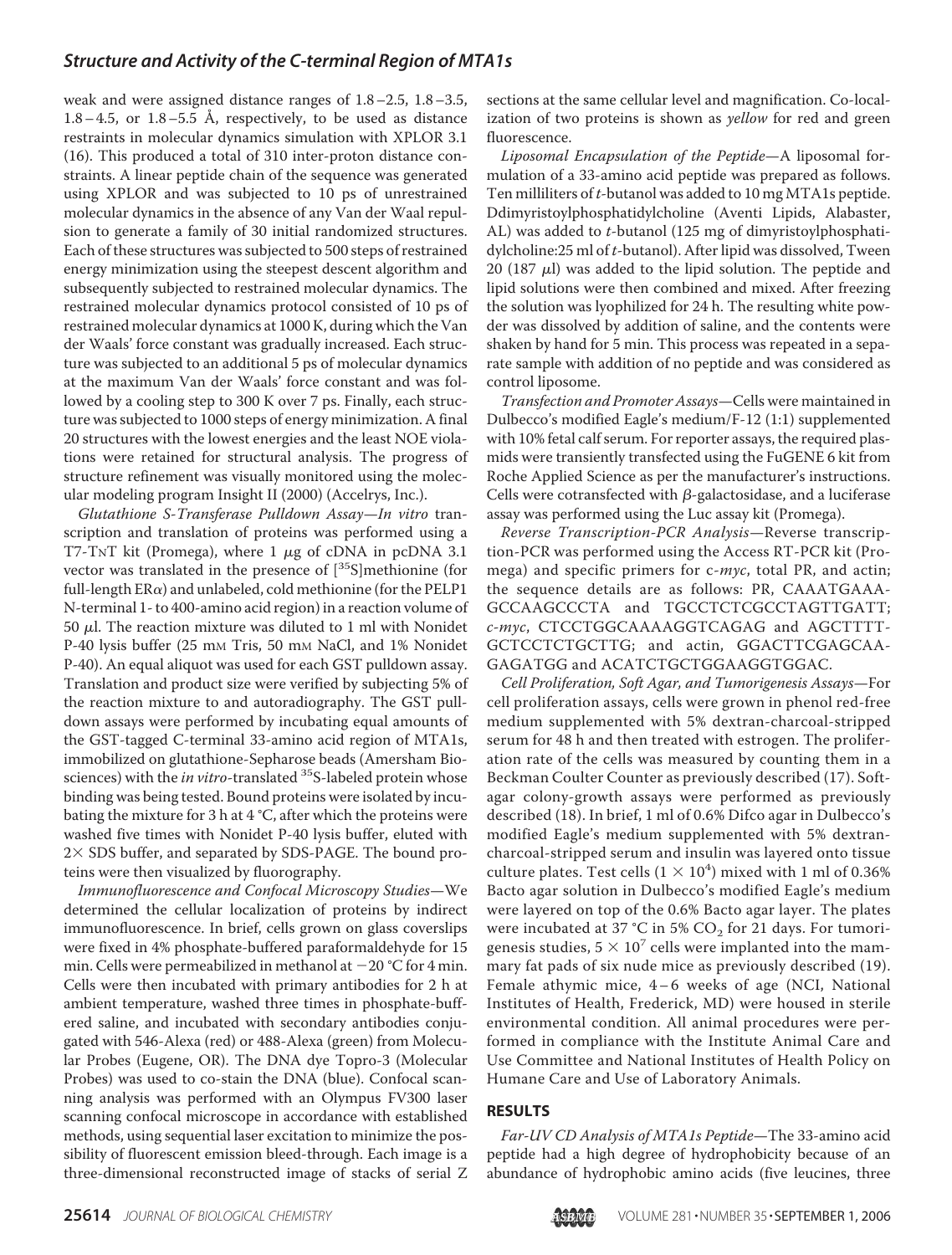weak and were assigned distance ranges of 1.8–2.5, 1.8–3.5, 1.8–4.5, or 1.8–5.5 Å, respectively, to be used as distance restraints in molecular dynamics simulation with XPLOR 3.1 (16). This produced a total of 310 inter-proton distance constraints. A linear peptide chain of the sequence was generated using XPLOR and was subjected to 10 ps of unrestrained molecular dynamics in the absence of any Van der Waal repulsion to generate a family of 30 initial randomized structures. Each of these structures was subjected to 500 steps of restrained energy minimization using the steepest descent algorithm and subsequently subjected to restrained molecular dynamics. The restrained molecular dynamics protocol consisted of 10 ps of restrained molecular dynamics at 1000 K, during which the Van der Waals' force constant was gradually increased. Each structure was subjected to an additional 5 ps of molecular dynamics at the maximum Van der Waals' force constant and was followed by a cooling step to 300 K over 7 ps. Finally, each structure was subjected to 1000 steps of energy minimization. A final 20 structures with the lowest energies and the least NOE violations were retained for structural analysis. The progress of structure refinement was visually monitored using the molecular modeling program Insight II (2000) (Accelrys, Inc.).

*Glutathione S-Transferase Pulldown Assay*—*In vitro* transcription and translation of proteins was performed using a T7-TNT kit (Promega), where 1 μg of cDNA in pcDNA 3.1 vector was translated in the presence of [$^{35}$S]methionine (for full-length ERα) and unlabeled, cold methionine (for the PELP1 N-terminal 1- to 400-amino acid region) in a reaction volume of 50 μl. The reaction mixture was diluted to 1 ml with Nonidet P-40 lysis buffer (25 mM Tris, 50 mM NaCl, and 1% Nonidet P-40). An equal aliquot was used for each GST pulldown assay. Translation and product size were verified by subjecting 5% of the reaction mixture to and autoradiography. The GST pulldown assays were performed by incubating equal amounts of the GST-tagged C-terminal 33-amino acid region of MTA1s, immobilized on glutathione-Sepharose beads (Amersham Biosciences) with the *in vitro*-translated $^{35}$S-labeled protein whose binding was being tested. Bound proteins were isolated by incubating the mixture for 3 h at 4 °C, after which the proteins were washed five times with Nonidet P-40 lysis buffer, eluted with 2× SDS buffer, and separated by SDS-PAGE. The bound proteins were then visualized by fluorography.

*Immunofluorescence and Confocal Microscopy Studies*—We determined the cellular localization of proteins by indirect immunofluorescence. In brief, cells grown on glass coverslips were fixed in 4% phosphate-buffered paraformaldehyde for 15 min. Cells were permeabilized in methanol at −20 °C for 4 min. Cells were then incubated with primary antibodies for 2 h at ambient temperature, washed three times in phosphate-buffered saline, and incubated with secondary antibodies conjugated with 546-Alexa (red) or 488-Alexa (green) from Molecular Probes (Eugene, OR). The DNA dye Topro-3 (Molecular Probes) was used to co-stain the DNA (blue). Confocal scanning analysis was performed with an Olympus FV300 laser scanning confocal microscope in accordance with established methods, using sequential laser excitation to minimize the possibility of fluorescent emission bleed-through. Each image is a three-dimensional reconstructed image of stacks of serial Z sections at the same cellular level and magnification. Co-localization of two proteins is shown as *yellow* for red and green fluorescence.

*Liposomal Encapsulation of the Peptide*—A liposomal formulation of a 33-amino acid peptide was prepared as follows. Ten milliliters of *t*-butanol was added to 10 mg MTA1s peptide. Ddimyristoylphosphatidylcholine (Aventi Lipids, Alabaster, AL) was added to *t*-butanol (125 mg of dimyristoylphosphatidylcholine:25 ml of *t*-butanol). After lipid was dissolved, Tween 20 (187 μl) was added to the lipid solution. The peptide and lipid solutions were then combined and mixed. After freezing the solution was lyophilized for 24 h. The resulting white powder was dissolved by addition of saline, and the contents were shaken by hand for 5 min. This process was repeated in a separate sample with addition of no peptide and was considered as control liposome.

*Transfection and Promoter Assays*—Cells were maintained in Dulbecco's modified Eagle's medium/F-12 (1:1) supplemented with 10% fetal calf serum. For reporter assays, the required plasmids were transiently transfected using the FuGENE 6 kit from Roche Applied Science as per the manufacturer's instructions. Cells were cotransfected with β-galactosidase, and a luciferase assay was performed using the Luc assay kit (Promega).

*Reverse Transcription-PCR Analysis*—Reverse transcription-PCR was performed using the Access RT-PCR kit (Promega) and specific primers for c-*myc*, total PR, and actin; the sequence details are as follows: PR, CAAATGAAAGCCAAGCCCTA and TGCCTCTCGCCTAGTTGATT; *c-myc*, CTCCTGGCAAAAGGTCAGAG and AGCTTTTGCTCCTCTGCTTG; and actin, GGACTTCGAGCAAGAGATGG and ACATCTGCTGGAAGGTGGAC.

*Cell Proliferation, Soft Agar, and Tumorigenesis Assays*—For cell proliferation assays, cells were grown in phenol red-free medium supplemented with 5% dextran-charcoal-stripped serum for 48 h and then treated with estrogen. The proliferation rate of the cells was measured by counting them in a Beckman Coulter Counter as previously described (17). Soft-agar colony-growth assays were performed as previously described (18). In brief, 1 ml of 0.6% Difco agar in Dulbecco's modified Eagle's medium supplemented with 5% dextran-charcoal-stripped serum and insulin was layered onto tissue culture plates. Test cells ($1 \times 10^4$) mixed with 1 ml of 0.36% Bacto agar solution in Dulbecco's modified Eagle's medium were layered on top of the 0.6% Bacto agar layer. The plates were incubated at 37 °C in 5% $CO_2$ for 21 days. For tumorigenesis studies, $5 \times 10^7$ cells were implanted into the mammary fat pads of six nude mice as previously described (19). Female athymic mice, 4–6 weeks of age (NCI, National Institutes of Health, Frederick, MD) were housed in sterile environmental condition. All animal procedures were performed in compliance with the Institute Animal Care and Use Committee and National Institutes of Health Policy on Humane Care and Use of Laboratory Animals.

## RESULTS

*Far-UV CD Analysis of MTA1s Peptide*—The 33-amino acid peptide had a high degree of hydrophobicity because of an abundance of hydrophobic amino acids (five leucines, three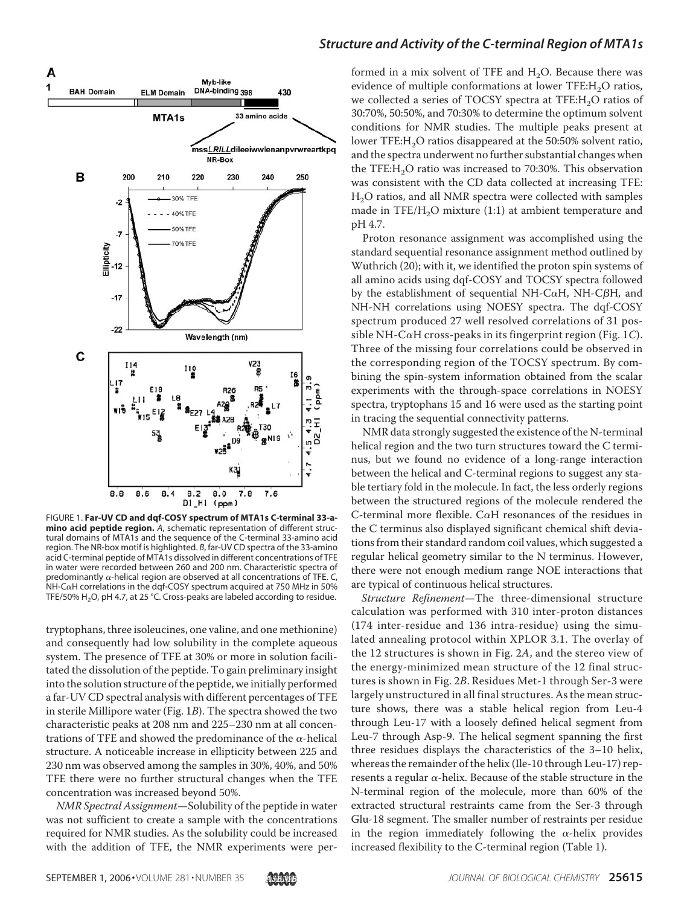FIGURE 1. **Far-UV CD and dqf-COSY spectrum of MTA1s C-terminal 33-amino acid peptide region.** *A*, schematic representation of different structural domains of MTA1s and the sequence of the C-terminal 33-amino acid region. The NR-box motif is highlighted. *B*, far-UV CD spectra of the 33-amino acid C-terminal peptide of MTA1s dissolved in different concentrations of TFE in water were recorded between 260 and 200 nm. Characteristic spectra of predominantly α-helical region are observed at all concentrations of TFE. *C*, NH-CαH correlations in the dqf-COSY spectrum acquired at 750 MHz in 50% TFE/50% $H_2O$, pH 4.7, at 25 °C. Cross-peaks are labeled according to residue.

tryptophans, three isoleucines, one valine, and one methionine) and consequently had low solubility in the complete aqueous system. The presence of TFE at 30% or more in solution facilitated the dissolution of the peptide. To gain preliminary insight into the solution structure of the peptide, we initially performed a far-UV CD spectral analysis with different percentages of TFE in sterile Millipore water (Fig. 1*B*). The spectra showed the two characteristic peaks at 208 nm and 225–230 nm at all concentrations of TFE and showed the predominance of the α-helical structure. A noticeable increase in ellipticity between 225 and 230 nm was observed among the samples in 30%, 40%, and 50% TFE there were no further structural changes when the TFE concentration was increased beyond 50%.

*NMR Spectral Assignment*—Solubility of the peptide in water was not sufficient to create a sample with the concentrations required for NMR studies. As the solubility could be increased with the addition of TFE, the NMR experiments were performed in a mix solvent of TFE and $H_2O$. Because there was evidence of multiple conformations at lower TFE:$H_2O$ ratios, we collected a series of TOCSY spectra at TFE:$H_2O$ ratios of 30:70%, 50:50%, and 70:30% to determine the optimum solvent conditions for NMR studies. The multiple peaks present at lower TFE:$H_2O$ ratios disappeared at the 50:50% solvent ratio, and the spectra underwent no further substantial changes when the TFE:$H_2O$ ratio was increased to 70:30%. This observation was consistent with the CD data collected at increasing TFE:$H_2O$ ratios, and all NMR spectra were collected with samples made in TFE/$H_2O$ mixture (1:1) at ambient temperature and pH 4.7.

Proton resonance assignment was accomplished using the standard sequential resonance assignment method outlined by Wuthrich (20); with it, we identified the proton spin systems of all amino acids using dqf-COSY and TOCSY spectra followed by the establishment of sequential NH-CαH, NH-CβH, and NH-NH correlations using NOESY spectra. The dqf-COSY spectrum produced 27 well resolved correlations of 31 possible NH-CαH cross-peaks in its fingerprint region (Fig. 1*C*). Three of the missing four correlations could be observed in the corresponding region of the TOCSY spectrum. By combining the spin-system information obtained from the scalar experiments with the through-space correlations in NOESY spectra, tryptophans 15 and 16 were used as the starting point in tracing the sequential connectivity patterns.

NMR data strongly suggested the existence of the N-terminal helical region and the two turn structures toward the C terminus, but we found no evidence of a long-range interaction between the helical and C-terminal regions to suggest any stable tertiary fold in the molecule. In fact, the less orderly regions between the structured regions of the molecule rendered the C-terminal more flexible. CαH resonances of the residues in the C terminus also displayed significant chemical shift deviations from their standard random coil values, which suggested a regular helical geometry similar to the N terminus. However, there were not enough medium range NOE interactions that are typical of continuous helical structures.

*Structure Refinement*—The three-dimensional structure calculation was performed with 310 inter-proton distances (174 inter-residue and 136 intra-residue) using the simulated annealing protocol within XPLOR 3.1. The overlay of the 12 structures is shown in Fig. 2*A*, and the stereo view of the energy-minimized mean structure of the 12 final structures is shown in Fig. 2*B*. Residues Met-1 through Ser-3 were largely unstructured in all final structures. As the mean structure shows, there was a stable helical region from Leu-4 through Leu-17 with a loosely defined helical segment from Leu-7 through Asp-9. The helical segment spanning the first three residues displays the characteristics of the 3–10 helix, whereas the remainder of the helix (Ile-10 through Leu-17) represents a regular α-helix. Because of the stable structure in the N-terminal region of the molecule, more than 60% of the extracted structural restraints came from the Ser-3 through Glu-18 segment. The smaller number of restraints per residue in the region immediately following the α-helix provides increased flexibility to the C-terminal region (Table 1).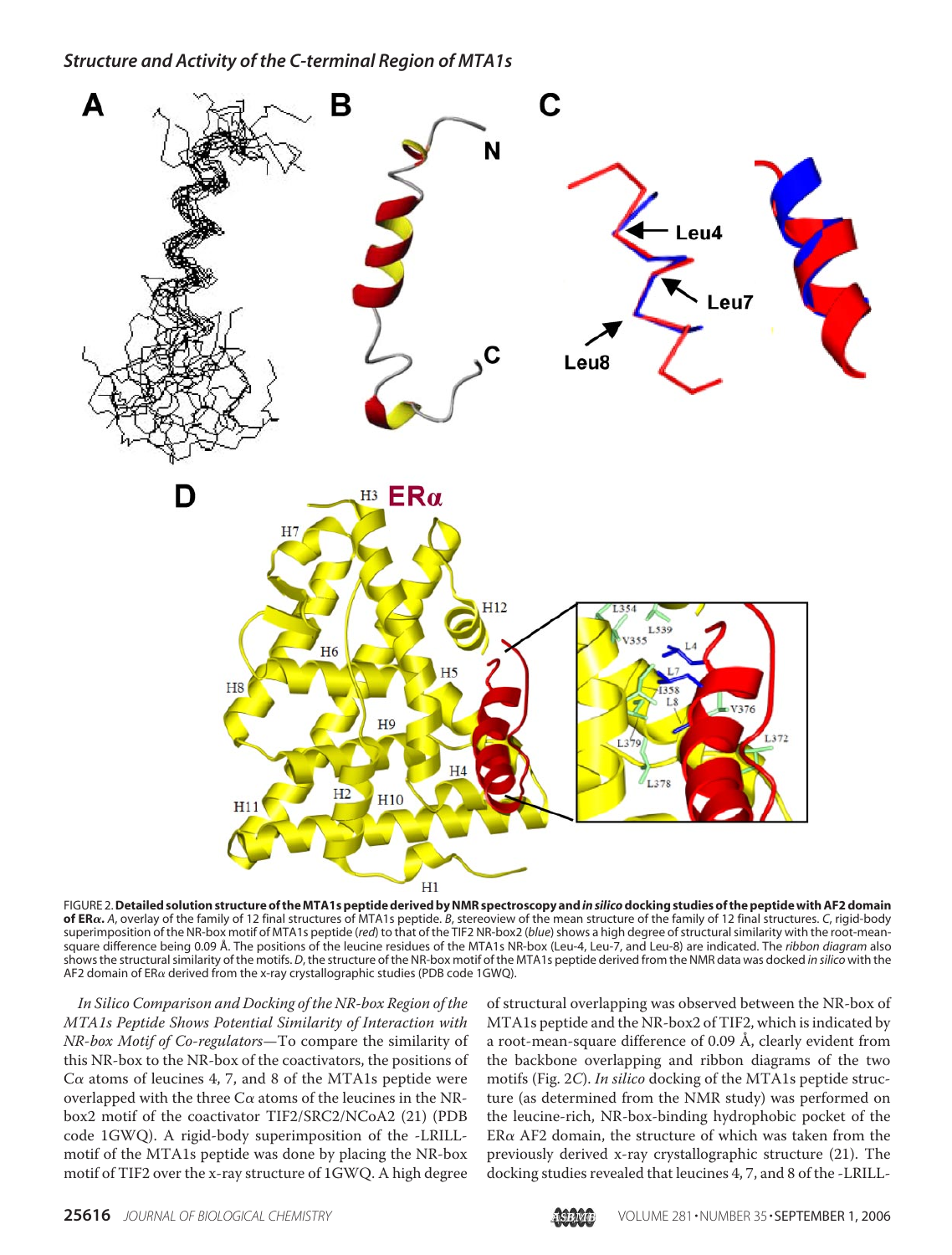FIGURE 2. **Detailed solution structure of the MTA1s peptide derived by NMR spectroscopy and *in silico* docking studies of the peptide with AF2 domain of ERα.** *A*, overlay of the family of 12 final structures of MTA1s peptide. *B*, stereoview of the mean structure of the family of 12 final structures. *C*, rigid-body superimposition of the NR-box motif of MTA1s peptide (*red*) to that of the TIF2 NR-box2 (*blue*) shows a high degree of structural similarity with the root-mean-square difference being 0.09 Å. The positions of the leucine residues of the MTA1s NR-box (Leu-4, Leu-7, and Leu-8) are indicated. The *ribbon diagram* also shows the structural similarity of the motifs. *D*, the structure of the NR-box motif of the MTA1s peptide derived from the NMR data was docked *in silico* with the AF2 domain of ERα derived from the x-ray crystallographic studies (PDB code 1GWQ).

*In Silico Comparison and Docking of the NR-box Region of the MTA1s Peptide Shows Potential Similarity of Interaction with NR-box Motif of Co-regulators*—To compare the similarity of this NR-box to the NR-box of the coactivators, the positions of Cα atoms of leucines 4, 7, and 8 of the MTA1s peptide were overlapped with the three Cα atoms of the leucines in the NR-box2 motif of the coactivator TIF2/SRC2/NCoA2 (21) (PDB code 1GWQ). A rigid-body superimposition of the -LRILL-motif of the MTA1s peptide was done by placing the NR-box motif of TIF2 over the x-ray structure of 1GWQ. A high degree of structural overlapping was observed between the NR-box of MTA1s peptide and the NR-box2 of TIF2, which is indicated by a root-mean-square difference of 0.09 Å, clearly evident from the backbone overlapping and ribbon diagrams of the two motifs (Fig. 2*C*). *In silico* docking of the MTA1s peptide structure (as determined from the NMR study) was performed on the leucine-rich, NR-box-binding hydrophobic pocket of the ERα AF2 domain, the structure of which was taken from the previously derived x-ray crystallographic structure (21). The docking studies revealed that leucines 4, 7, and 8 of the -LRILL-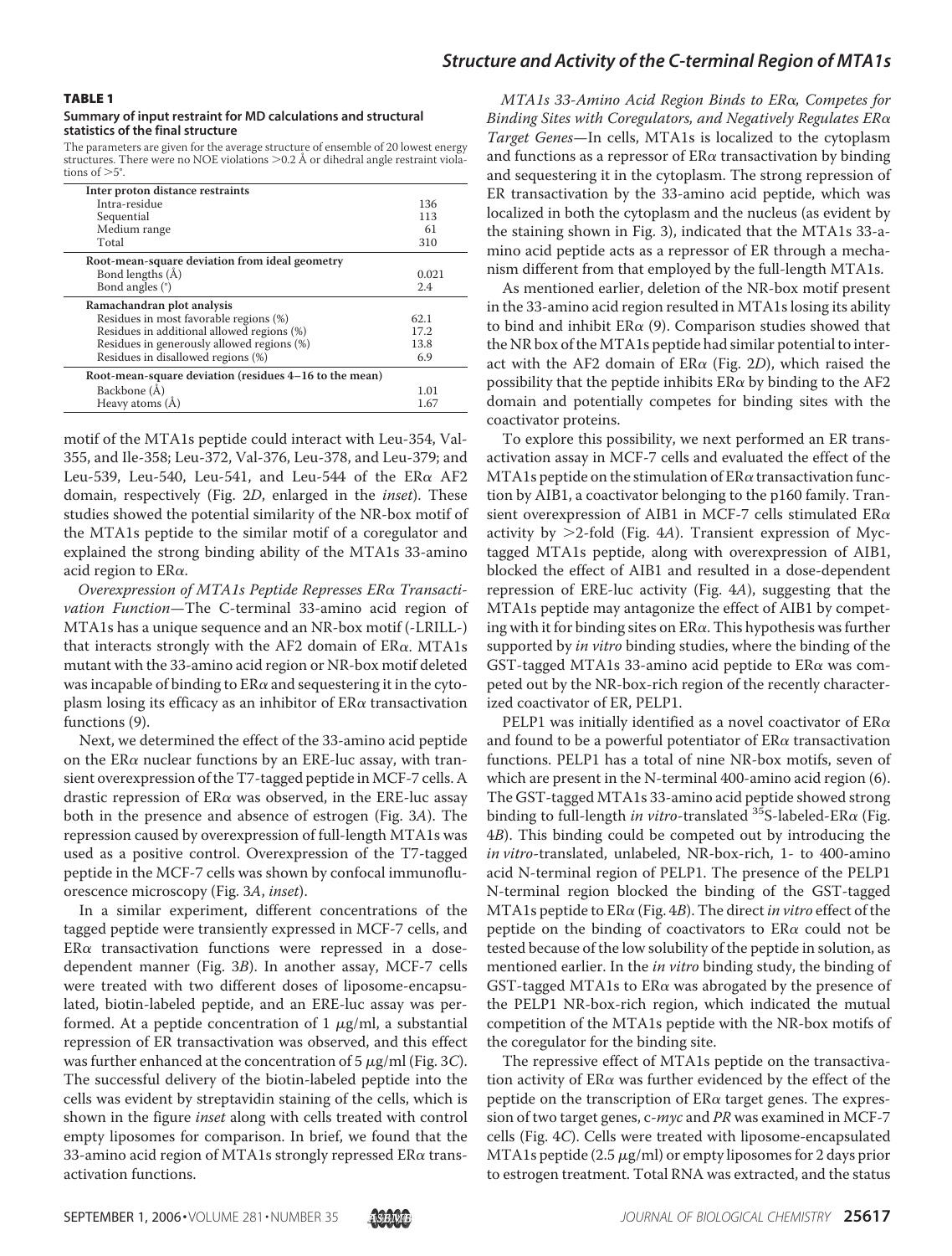**TABLE 1**

**Summary of input restraint for MD calculations and structural statistics of the final structure**

The parameters are given for the average structure of ensemble of 20 lowest energy structures. There were no NOE violations >0.2 Å or dihedral angle restraint violations of >5°.

| | |
|---|---|
| **Inter proton distance restraints** | |
| Intra-residue | 136 |
| Sequential | 113 |
| Medium range | 61 |
| Total | 310 |
| **Root-mean-square deviation from ideal geometry** | |
| Bond lengths (Å) | 0.021 |
| Bond angles (°) | 2.4 |
| **Ramachandran plot analysis** | |
| Residues in most favorable regions (%) | 62.1 |
| Residues in additional allowed regions (%) | 17.2 |
| Residues in generously allowed regions (%) | 13.8 |
| Residues in disallowed regions (%) | 6.9 |
| **Root-mean-square deviation (residues 4–16 to the mean)** | |
| Backbone (Å) | 1.01 |
| Heavy atoms (Å) | 1.67 |

motif of the MTA1s peptide could interact with Leu-354, Val-355, and Ile-358; Leu-372, Val-376, Leu-378, and Leu-379; and Leu-539, Leu-540, Leu-541, and Leu-544 of the ERα AF2 domain, respectively (Fig. 2*D*, enlarged in the *inset*). These studies showed the potential similarity of the NR-box motif of the MTA1s peptide to the similar motif of a coregulator and explained the strong binding ability of the MTA1s 33-amino acid region to ERα.

*Overexpression of MTA1s Peptide Represses ERα Transactivation Function*—The C-terminal 33-amino acid region of MTA1s has a unique sequence and an NR-box motif (-LRILL-) that interacts strongly with the AF2 domain of ERα. MTA1s mutant with the 33-amino acid region or NR-box motif deleted was incapable of binding to ERα and sequestering it in the cytoplasm losing its efficacy as an inhibitor of ERα transactivation functions (9).

Next, we determined the effect of the 33-amino acid peptide on the ERα nuclear functions by an ERE-luc assay, with transient overexpression of the T7-tagged peptide in MCF-7 cells. A drastic repression of ERα was observed, in the ERE-luc assay both in the presence and absence of estrogen (Fig. 3*A*). The repression caused by overexpression of full-length MTA1s was used as a positive control. Overexpression of the T7-tagged peptide in the MCF-7 cells was shown by confocal immunofluorescence microscopy (Fig. 3*A*, *inset*).

In a similar experiment, different concentrations of the tagged peptide were transiently expressed in MCF-7 cells, and ERα transactivation functions were repressed in a dose-dependent manner (Fig. 3*B*). In another assay, MCF-7 cells were treated with two different doses of liposome-encapsulated, biotin-labeled peptide, and an ERE-luc assay was performed. At a peptide concentration of 1 μg/ml, a substantial repression of ER transactivation was observed, and this effect was further enhanced at the concentration of 5 μg/ml (Fig. 3*C*). The successful delivery of the biotin-labeled peptide into the cells was evident by streptavidin staining of the cells, which is shown in the figure *inset* along with cells treated with control empty liposomes for comparison. In brief, we found that the 33-amino acid region of MTA1s strongly repressed ERα transactivation functions.

*MTA1s 33-Amino Acid Region Binds to ERα, Competes for Binding Sites with Coregulators, and Negatively Regulates ERα Target Genes*—In cells, MTA1s is localized to the cytoplasm and functions as a repressor of ERα transactivation by binding and sequestering it in the cytoplasm. The strong repression of ER transactivation by the 33-amino acid peptide, which was localized in both the cytoplasm and the nucleus (as evident by the staining shown in Fig. 3), indicated that the MTA1s 33-amino acid peptide acts as a repressor of ER through a mechanism different from that employed by the full-length MTA1s.

As mentioned earlier, deletion of the NR-box motif present in the 33-amino acid region resulted in MTA1s losing its ability to bind and inhibit ERα (9). Comparison studies showed that the NR box of the MTA1s peptide had similar potential to interact with the AF2 domain of ERα (Fig. 2*D*), which raised the possibility that the peptide inhibits ERα by binding to the AF2 domain and potentially competes for binding sites with the coactivator proteins.

To explore this possibility, we next performed an ER transactivation assay in MCF-7 cells and evaluated the effect of the MTA1s peptide on the stimulation of ERα transactivation function by AIB1, a coactivator belonging to the p160 family. Transient overexpression of AIB1 in MCF-7 cells stimulated ERα activity by >2-fold (Fig. 4*A*). Transient expression of Myc-tagged MTA1s peptide, along with overexpression of AIB1, blocked the effect of AIB1 and resulted in a dose-dependent repression of ERE-luc activity (Fig. 4*A*), suggesting that the MTA1s peptide may antagonize the effect of AIB1 by competing with it for binding sites on ERα. This hypothesis was further supported by *in vitro* binding studies, where the binding of the GST-tagged MTA1s 33-amino acid peptide to ERα was competed out by the NR-box-rich region of the recently characterized coactivator of ER, PELP1.

PELP1 was initially identified as a novel coactivator of ERα and found to be a powerful potentiator of ERα transactivation functions. PELP1 has a total of nine NR-box motifs, seven of which are present in the N-terminal 400-amino acid region (6). The GST-tagged MTA1s 33-amino acid peptide showed strong binding to full-length *in vitro*-translated $^{35}$S-labeled-ERα (Fig. 4*B*). This binding could be competed out by introducing the *in vitro*-translated, unlabeled, NR-box-rich, 1- to 400-amino acid N-terminal region of PELP1. The presence of the PELP1 N-terminal region blocked the binding of the GST-tagged MTA1s peptide to ERα (Fig. 4*B*). The direct *in vitro* effect of the peptide on the binding of coactivators to ERα could not be tested because of the low solubility of the peptide in solution, as mentioned earlier. In the *in vitro* binding study, the binding of GST-tagged MTA1s to ERα was abrogated by the presence of the PELP1 NR-box-rich region, which indicated the mutual competition of the MTA1s peptide with the NR-box motifs of the coregulator for the binding site.

The repressive effect of MTA1s peptide on the transactivation activity of ERα was further evidenced by the effect of the peptide on the transcription of ERα target genes. The expression of two target genes, c-*myc* and *PR* was examined in MCF-7 cells (Fig. 4*C*). Cells were treated with liposome-encapsulated MTA1s peptide (2.5 μg/ml) or empty liposomes for 2 days prior to estrogen treatment. Total RNA was extracted, and the status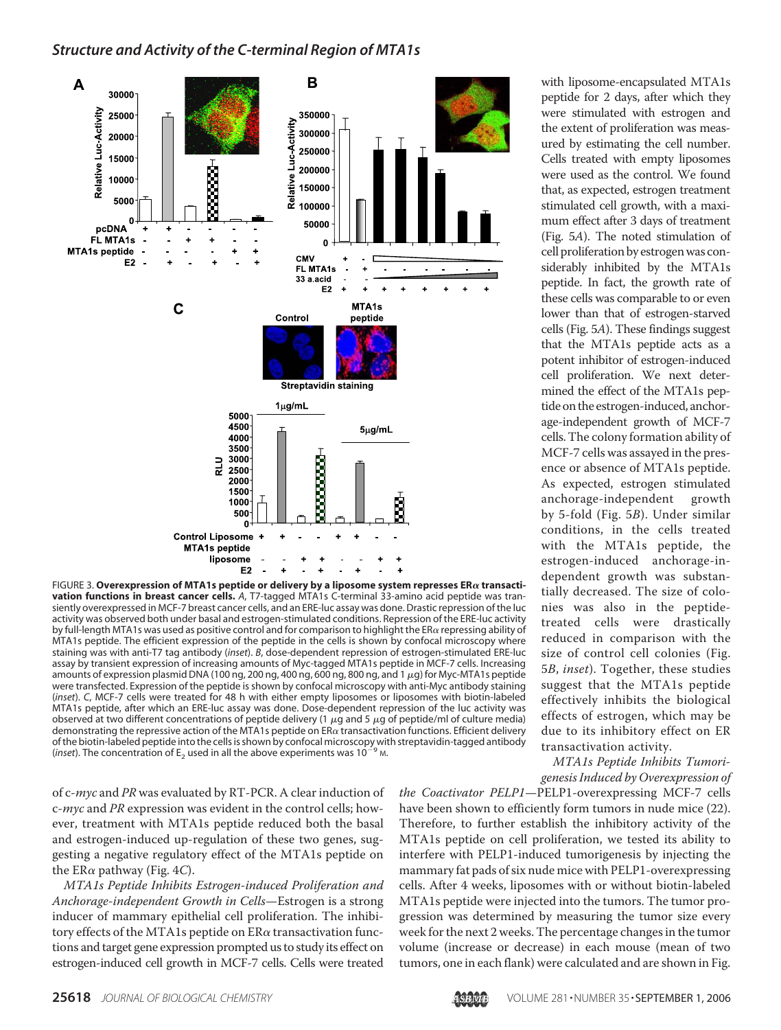FIGURE 3. **Overexpression of MTA1s peptide or delivery by a liposome system represses ERα transactivation functions in breast cancer cells.** *A*, T7-tagged MTA1s C-terminal 33-amino acid peptide was transiently overexpressed in MCF-7 breast cancer cells, and an ERE-luc assay was done. Drastic repression of the luc activity was observed both under basal and estrogen-stimulated conditions. Repression of the ERE-luc activity by full-length MTA1s was used as positive control and for comparison to highlight the ERα repressing ability of MTA1s peptide. The efficient expression of the peptide in the cells is shown by confocal microscopy where staining was with anti-T7 tag antibody (*inset*). *B*, dose-dependent repression of estrogen-stimulated ERE-luc assay by transient expression of increasing amounts of Myc-tagged MTA1s peptide in MCF-7 cells. Increasing amounts of expression plasmid DNA (100 ng, 200 ng, 400 ng, 600 ng, 800 ng, and 1 μg) for Myc-MTA1s peptide were transfected. Expression of the peptide is shown by confocal microscopy with anti-Myc antibody staining (*inset*). *C*, MCF-7 cells were treated for 48 h with either empty liposomes or liposomes with biotin-labeled MTA1s peptide, after which an ERE-luc assay was done. Dose-dependent repression of the luc activity was observed at two different concentrations of peptide delivery (1 μg and 5 μg of peptide/ml of culture media) demonstrating the repressive action of the MTA1s peptide on ERα transactivation functions. Efficient delivery of the biotin-labeled peptide into the cells is shown by confocal microscopy with streptavidin-tagged antibody (*inset*). The concentration of $E_2$ used in all the above experiments was $10^{-9}$ M.

of c-*myc* and *PR* was evaluated by RT-PCR. A clear induction of c-*myc* and *PR* expression was evident in the control cells; however, treatment with MTA1s peptide reduced both the basal and estrogen-induced up-regulation of these two genes, suggesting a negative regulatory effect of the MTA1s peptide on the ERα pathway (Fig. 4*C*).

*MTA1s Peptide Inhibits Estrogen-induced Proliferation and Anchorage-independent Growth in Cells*—Estrogen is a strong inducer of mammary epithelial cell proliferation. The inhibitory effects of the MTA1s peptide on ERα transactivation functions and target gene expression prompted us to study its effect on estrogen-induced cell growth in MCF-7 cells. Cells were treated with liposome-encapsulated MTA1s peptide for 2 days, after which they were stimulated with estrogen and the extent of proliferation was measured by estimating the cell number. Cells treated with empty liposomes were used as the control. We found that, as expected, estrogen treatment stimulated cell growth, with a maximum effect after 3 days of treatment (Fig. 5*A*). The noted stimulation of cell proliferation by estrogen was considerably inhibited by the MTA1s peptide. In fact, the growth rate of these cells was comparable to or even lower than that of estrogen-starved cells (Fig. 5*A*). These findings suggest that the MTA1s peptide acts as a potent inhibitor of estrogen-induced cell proliferation. We next determined the effect of the MTA1s peptide on the estrogen-induced, anchorage-independent growth of MCF-7 cells. The colony formation ability of MCF-7 cells was assayed in the presence or absence of MTA1s peptide. As expected, estrogen stimulated anchorage-independent growth by 5-fold (Fig. 5*B*). Under similar conditions, in the cells treated with the MTA1s peptide, the estrogen-induced anchorage-independent growth was substantially decreased. The size of colonies was also in the peptide-treated cells were drastically reduced in comparison with the size of control cell colonies (Fig. 5*B*, *inset*). Together, these studies suggest that the MTA1s peptide effectively inhibits the biological effects of estrogen, which may be due to its inhibitory effect on ER transactivation activity.

*MTA1s Peptide Inhibits Tumorigenesis Induced by Overexpression of the Coactivator PELP1*—PELP1-overexpressing MCF-7 cells have been shown to efficiently form tumors in nude mice (22). Therefore, to further establish the inhibitory activity of the MTA1s peptide on cell proliferation, we tested its ability to interfere with PELP1-induced tumorigenesis by injecting the mammary fat pads of six nude mice with PELP1-overexpressing cells. After 4 weeks, liposomes with or without biotin-labeled MTA1s peptide were injected into the tumors. The tumor progression was determined by measuring the tumor size every week for the next 2 weeks. The percentage changes in the tumor volume (increase or decrease) in each mouse (mean of two tumors, one in each flank) were calculated and are shown in Fig.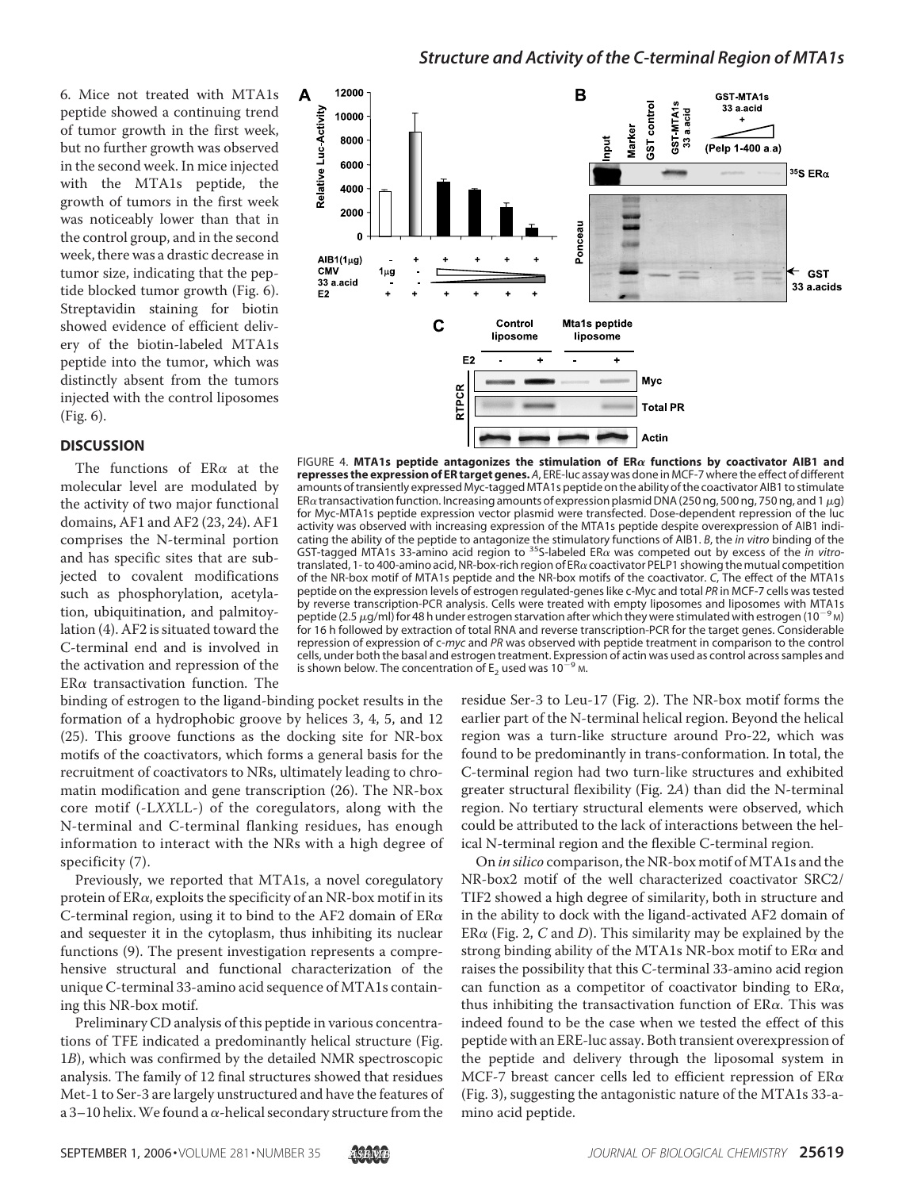6. Mice not treated with MTA1s peptide showed a continuing trend of tumor growth in the first week, but no further growth was observed in the second week. In mice injected with the MTA1s peptide, the growth of tumors in the first week was noticeably lower than that in the control group, and in the second week, there was a drastic decrease in tumor size, indicating that the peptide blocked tumor growth (Fig. 6). Streptavidin staining for biotin showed evidence of efficient delivery of the biotin-labeled MTA1s peptide into the tumor, which was distinctly absent from the tumors injected with the control liposomes (Fig. 6).

FIGURE 4. **MTA1s peptide antagonizes the stimulation of ERα functions by coactivator AIB1 and represses the expression of ER target genes.** *A*, ERE-luc assay was done in MCF-7 where the effect of different amounts of transiently expressed Myc-tagged MTA1s peptide on the ability of the coactivator AIB1 to stimulate ERα transactivation function. Increasing amounts of expression plasmid DNA (250 ng, 500 ng, 750 ng, and 1 μg) for Myc-MTA1s peptide expression vector plasmid were transfected. Dose-dependent repression of the luc activity was observed with increasing expression of the MTA1s peptide despite overexpression of AIB1 indicating the ability of the peptide to antagonize the stimulatory functions of AIB1. *B*, the *in vitro* binding of the GST-tagged MTA1s 33-amino acid region to $^{35}$S-labeled ERα was competed out by excess of the *in vitro*-translated, 1- to 400-amino acid, NR-box-rich region of ERα coactivator PELP1 showing the mutual competition of the NR-box motif of MTA1s peptide and the NR-box motifs of the coactivator. *C*, The effect of the MTA1s peptide on the expression levels of estrogen regulated-genes like c-Myc and total *PR* in MCF-7 cells was tested by reverse transcription-PCR analysis. Cells were treated with empty liposomes and liposomes with MTA1s peptide (2.5 μg/ml) for 48 h under estrogen starvation after which they were stimulated with estrogen ($10^{-9}$ M) for 16 h followed by extraction of total RNA and reverse transcription-PCR for the target genes. Considerable repression of expression of c-*myc* and *PR* was observed with peptide treatment in comparison to the control cells, under both the basal and estrogen treatment. Expression of actin was used as control across samples and is shown below. The concentration of $E_2$ used was $10^{-9}$ M.

## DISCUSSION

The functions of ERα at the molecular level are modulated by the activity of two major functional domains, AF1 and AF2 (23, 24). AF1 comprises the N-terminal portion and has specific sites that are subjected to covalent modifications such as phosphorylation, acetylation, ubiquitination, and palmitoylation (4). AF2 is situated toward the C-terminal end and is involved in the activation and repression of the ERα transactivation function. The binding of estrogen to the ligand-binding pocket results in the formation of a hydrophobic groove by helices 3, 4, 5, and 12 (25). This groove functions as the docking site for NR-box motifs of the coactivators, which forms a general basis for the recruitment of coactivators to NRs, ultimately leading to chromatin modification and gene transcription (26). The NR-box core motif (-L*XX*LL-) of the coregulators, along with the N-terminal and C-terminal flanking residues, has enough information to interact with the NRs with a high degree of specificity (7).

Previously, we reported that MTA1s, a novel coregulatory protein of ERα, exploits the specificity of an NR-box motif in its C-terminal region, using it to bind to the AF2 domain of ERα and sequester it in the cytoplasm, thus inhibiting its nuclear functions (9). The present investigation represents a comprehensive structural and functional characterization of the unique C-terminal 33-amino acid sequence of MTA1s containing this NR-box motif.

Preliminary CD analysis of this peptide in various concentrations of TFE indicated a predominantly helical structure (Fig. 1*B*), which was confirmed by the detailed NMR spectroscopic analysis. The family of 12 final structures showed that residues Met-1 to Ser-3 are largely unstructured and have the features of a 3–10 helix. We found a α-helical secondary structure from the residue Ser-3 to Leu-17 (Fig. 2). The NR-box motif forms the earlier part of the N-terminal helical region. Beyond the helical region was a turn-like structure around Pro-22, which was found to be predominantly in trans-conformation. In total, the C-terminal region had two turn-like structures and exhibited greater structural flexibility (Fig. 2*A*) than did the N-terminal region. No tertiary structural elements were observed, which could be attributed to the lack of interactions between the helical N-terminal region and the flexible C-terminal region.

On *in silico* comparison, the NR-box motif of MTA1s and the NR-box2 motif of the well characterized coactivator SRC2/TIF2 showed a high degree of similarity, both in structure and in the ability to dock with the ligand-activated AF2 domain of ERα (Fig. 2, *C* and *D*). This similarity may be explained by the strong binding ability of the MTA1s NR-box motif to ERα and raises the possibility that this C-terminal 33-amino acid region can function as a competitor of coactivator binding to ERα, thus inhibiting the transactivation function of ERα. This was indeed found to be the case when we tested the effect of this peptide with an ERE-luc assay. Both transient overexpression of the peptide and delivery through the liposomal system in MCF-7 breast cancer cells led to efficient repression of ERα (Fig. 3), suggesting the antagonistic nature of the MTA1s 33-amino acid peptide.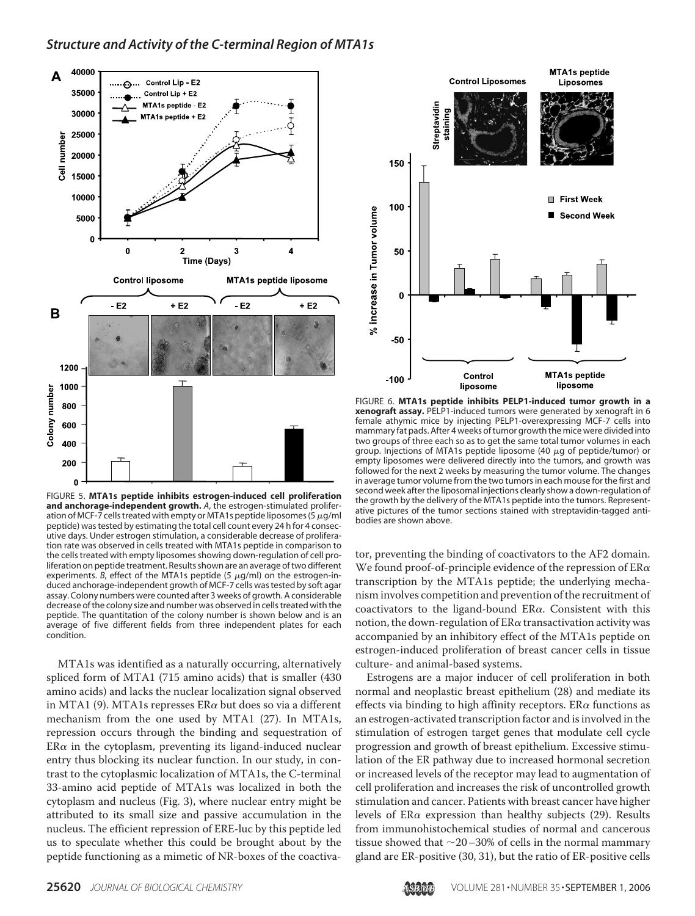FIGURE 5. **MTA1s peptide inhibits estrogen-induced cell proliferation and anchorage-independent growth.** *A*, the estrogen-stimulated proliferation of MCF-7 cells treated with empty or MTA1s peptide liposomes (5 μg/ml peptide) was tested by estimating the total cell count every 24 h for 4 consecutive days. Under estrogen stimulation, a considerable decrease of proliferation rate was observed in cells treated with MTA1s peptide in comparison to the cells treated with empty liposomes showing down-regulation of cell proliferation on peptide treatment. Results shown are an average of two different experiments. *B*, effect of the MTA1s peptide (5 μg/ml) on the estrogen-induced anchorage-independent growth of MCF-7 cells was tested by soft agar assay. Colony numbers were counted after 3 weeks of growth. A considerable decrease of the colony size and number was observed in cells treated with the peptide. The quantitation of the colony number is shown below and is an average of five different fields from three independent plates for each condition.

FIGURE 6. **MTA1s peptide inhibits PELP1-induced tumor growth in a xenograft assay.** PELP1-induced tumors were generated by xenograft in 6 female athymic mice by injecting PELP1-overexpressing MCF-7 cells into mammary fat pads. After 4 weeks of tumor growth the mice were divided into two groups of three each so as to get the same total tumor volumes in each group. Injections of MTA1s peptide liposome (40 μg of peptide/tumor) or empty liposomes were delivered directly into the tumors, and growth was followed for the next 2 weeks by measuring the tumor volume. The changes in average tumor volume from the two tumors in each mouse for the first and second week after the liposomal injections clearly show a down-regulation of the growth by the delivery of the MTA1s peptide into the tumors. Representative pictures of the tumor sections stained with streptavidin-tagged antibodies are shown above.

MTA1s was identified as a naturally occurring, alternatively spliced form of MTA1 (715 amino acids) that is smaller (430 amino acids) and lacks the nuclear localization signal observed in MTA1 (9). MTA1s represses ERα but does so via a different mechanism from the one used by MTA1 (27). In MTA1s, repression occurs through the binding and sequestration of ERα in the cytoplasm, preventing its ligand-induced nuclear entry thus blocking its nuclear function. In our study, in contrast to the cytoplasmic localization of MTA1s, the C-terminal 33-amino acid peptide of MTA1s was localized in both the cytoplasm and nucleus (Fig. 3), where nuclear entry might be attributed to its small size and passive accumulation in the nucleus. The efficient repression of ERE-luc by this peptide led us to speculate whether this could be brought about by the peptide functioning as a mimetic of NR-boxes of the coactivator, preventing the binding of coactivators to the AF2 domain. We found proof-of-principle evidence of the repression of ERα transcription by the MTA1s peptide; the underlying mechanism involves competition and prevention of the recruitment of coactivators to the ligand-bound ERα. Consistent with this notion, the down-regulation of ERα transactivation activity was accompanied by an inhibitory effect of the MTA1s peptide on estrogen-induced proliferation of breast cancer cells in tissue culture- and animal-based systems.

Estrogens are a major inducer of cell proliferation in both normal and neoplastic breast epithelium (28) and mediate its effects via binding to high affinity receptors. ERα functions as an estrogen-activated transcription factor and is involved in the stimulation of estrogen target genes that modulate cell cycle progression and growth of breast epithelium. Excessive stimulation of the ER pathway due to increased hormonal secretion or increased levels of the receptor may lead to augmentation of cell proliferation and increases the risk of uncontrolled growth stimulation and cancer. Patients with breast cancer have higher levels of ERα expression than healthy subjects (29). Results from immunohistochemical studies of normal and cancerous tissue showed that ~20–30% of cells in the normal mammary gland are ER-positive (30, 31), but the ratio of ER-positive cells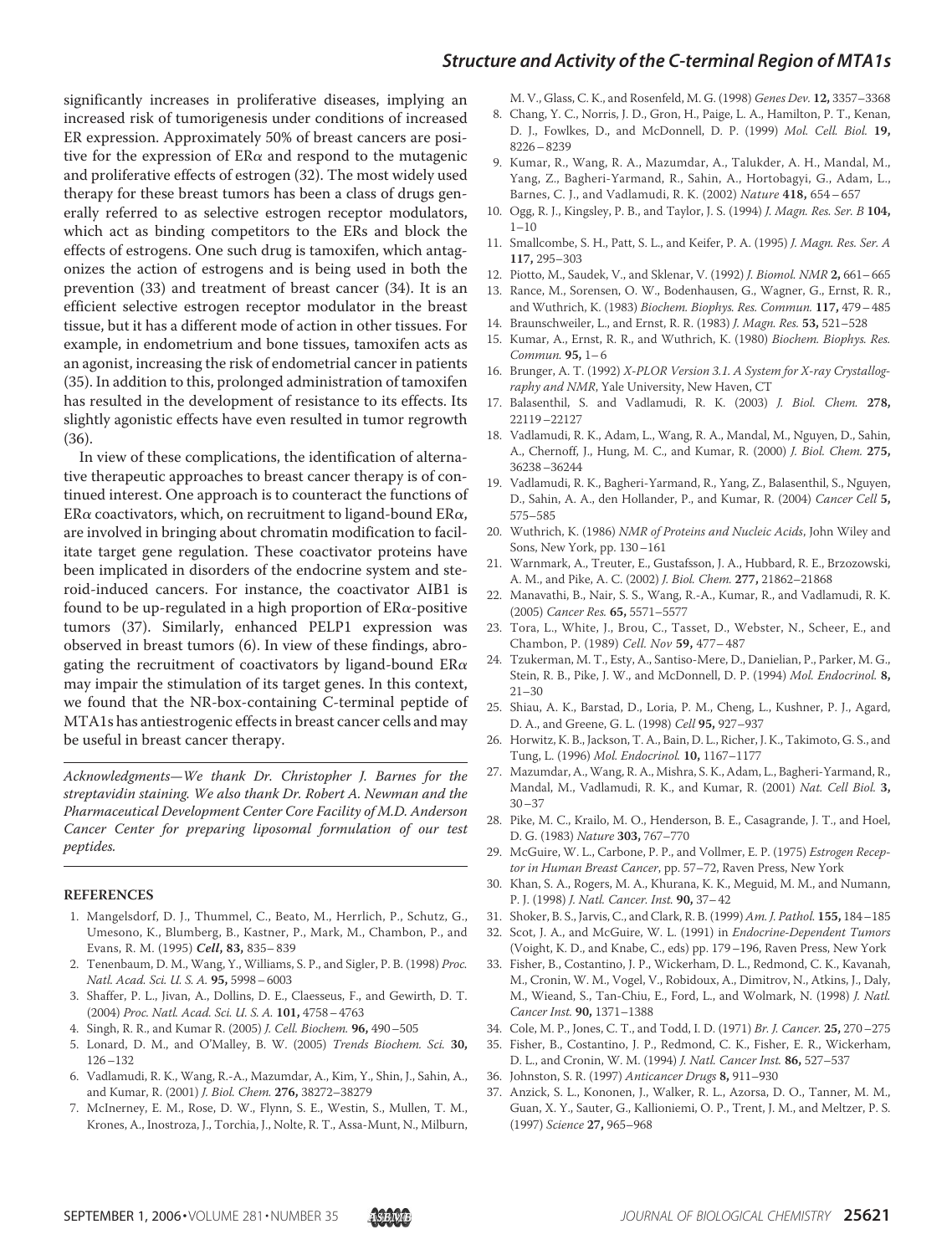significantly increases in proliferative diseases, implying an increased risk of tumorigenesis under conditions of increased ER expression. Approximately 50% of breast cancers are positive for the expression of ERα and respond to the mutagenic and proliferative effects of estrogen (32). The most widely used therapy for these breast tumors has been a class of drugs generally referred to as selective estrogen receptor modulators, which act as binding competitors to the ERs and block the effects of estrogens. One such drug is tamoxifen, which antagonizes the action of estrogens and is being used in both the prevention (33) and treatment of breast cancer (34). It is an efficient selective estrogen receptor modulator in the breast tissue, but it has a different mode of action in other tissues. For example, in endometrium and bone tissues, tamoxifen acts as an agonist, increasing the risk of endometrial cancer in patients (35). In addition to this, prolonged administration of tamoxifen has resulted in the development of resistance to its effects. Its slightly agonistic effects have even resulted in tumor regrowth (36).

In view of these complications, the identification of alternative therapeutic approaches to breast cancer therapy is of continued interest. One approach is to counteract the functions of ERα coactivators, which, on recruitment to ligand-bound ERα, are involved in bringing about chromatin modification to facilitate target gene regulation. These coactivator proteins have been implicated in disorders of the endocrine system and steroid-induced cancers. For instance, the coactivator AIB1 is found to be up-regulated in a high proportion of ERα-positive tumors (37). Similarly, enhanced PELP1 expression was observed in breast tumors (6). In view of these findings, abrogating the recruitment of coactivators by ligand-bound ERα may impair the stimulation of its target genes. In this context, we found that the NR-box-containing C-terminal peptide of MTA1s has antiestrogenic effects in breast cancer cells and may be useful in breast cancer therapy.

*Acknowledgments—We thank Dr. Christopher J. Barnes for the streptavidin staining. We also thank Dr. Robert A. Newman and the Pharmaceutical Development Center Core Facility of M.D. Anderson Cancer Center for preparing liposomal formulation of our test peptides.*

## REFERENCES

1. Mangelsdorf, D. J., Thummel, C., Beato, M., Herrlich, P., Schutz, G., Umesono, K., Blumberg, B., Kastner, P., Mark, M., Chambon, P., and Evans, R. M. (1995) *Cell*, **83,** 835–839
2. Tenenbaum, D. M., Wang, Y., Williams, S. P., and Sigler, P. B. (1998) *Proc. Natl. Acad. Sci. U. S. A.* **95,** 5998–6003
3. Shaffer, P. L., Jivan, A., Dollins, D. E., Claesseus, F., and Gewirth, D. T. (2004) *Proc. Natl. Acad. Sci. U. S. A.* **101,** 4758–4763
4. Singh, R. R., and Kumar R. (2005) *J. Cell. Biochem.* **96,** 490–505
5. Lonard, D. M., and O'Malley, B. W. (2005) *Trends Biochem. Sci.* **30,** 126–132
6. Vadlamudi, R. K., Wang, R.-A., Mazumdar, A., Kim, Y., Shin, J., Sahin, A., and Kumar, R. (2001) *J. Biol. Chem.* **276,** 38272–38279
7. McInerney, E. M., Rose, D. W., Flynn, S. E., Westin, S., Mullen, T. M., Krones, A., Inostroza, J., Torchia, J., Nolte, R. T., Assa-Munt, N., Milburn, M. V., Glass, C. K., and Rosenfeld, M. G. (1998) *Genes Dev.* **12,** 3357–3368
8. Chang, Y. C., Norris, J. D., Gron, H., Paige, L. A., Hamilton, P. T., Kenan, D. J., Fowlkes, D., and McDonnell, D. P. (1999) *Mol. Cell. Biol.* **19,** 8226–8239
9. Kumar, R., Wang, R. A., Mazumdar, A., Talukder, A. H., Mandal, M., Yang, Z., Bagheri-Yarmand, R., Sahin, A., Hortobagyi, G., Adam, L., Barnes, C. J., and Vadlamudi, R. K. (2002) *Nature* **418,** 654–657
10. Ogg, R. J., Kingsley, P. B., and Taylor, J. S. (1994) *J. Magn. Res. Ser. B* **104,** 1–10
11. Smallcombe, S. H., Patt, S. L., and Keifer, P. A. (1995) *J. Magn. Res. Ser. A* **117,** 295–303
12. Piotto, M., Saudek, V., and Sklenar, V. (1992) *J. Biomol. NMR* **2,** 661–665
13. Rance, M., Sorensen, O. W., Bodenhausen, G., Wagner, G., Ernst, R. R., and Wuthrich, K. (1983) *Biochem. Biophys. Res. Commun.* **117,** 479–485
14. Braunschweiler, L., and Ernst, R. R. (1983) *J. Magn. Res.* **53,** 521–528
15. Kumar, A., Ernst, R. R., and Wuthrich, K. (1980) *Biochem. Biophys. Res. Commun.* **95,** 1–6
16. Brunger, A. T. (1992) *X-PLOR Version 3.1. A System for X-ray Crystallography and NMR*, Yale University, New Haven, CT
17. Balasenthil, S. and Vadlamudi, R. K. (2003) *J. Biol. Chem.* **278,** 22119–22127
18. Vadlamudi, R. K., Adam, L., Wang, R. A., Mandal, M., Nguyen, D., Sahin, A., Chernoff, J., Hung, M. C., and Kumar, R. (2000) *J. Biol. Chem.* **275,** 36238–36244
19. Vadlamudi, R. K., Bagheri-Yarmand, R., Yang, Z., Balasenthil, S., Nguyen, D., Sahin, A. A., den Hollander, P., and Kumar, R. (2004) *Cancer Cell* **5,** 575–585
20. Wuthrich, K. (1986) *NMR of Proteins and Nucleic Acids*, John Wiley and Sons, New York, pp. 130–161
21. Warnmark, A., Treuter, E., Gustafsson, J. A., Hubbard, R. E., Brzozowski, A. M., and Pike, A. C. (2002) *J. Biol. Chem.* **277,** 21862–21868
22. Manavathi, B., Nair, S. S., Wang, R.-A., Kumar, R., and Vadlamudi, R. K. (2005) *Cancer Res.* **65,** 5571–5577
23. Tora, L., White, J., Brou, C., Tasset, D., Webster, N., Scheer, E., and Chambon, P. (1989) *Cell. Nov* **59,** 477–487
24. Tzukerman, M. T., Esty, A., Santiso-Mere, D., Danielian, P., Parker, M. G., Stein, R. B., Pike, J. W., and McDonnell, D. P. (1994) *Mol. Endocrinol.* **8,** 21–30
25. Shiau, A. K., Barstad, D., Loria, P. M., Cheng, L., Kushner, P. J., Agard, D. A., and Greene, G. L. (1998) *Cell* **95,** 927–937
26. Horwitz, K. B., Jackson, T. A., Bain, D. L., Richer, J. K., Takimoto, G. S., and Tung, L. (1996) *Mol. Endocrinol.* **10,** 1167–1177
27. Mazumdar, A., Wang, R. A., Mishra, S. K., Adam, L., Bagheri-Yarmand, R., Mandal, M., Vadlamudi, R. K., and Kumar, R. (2001) *Nat. Cell Biol.* **3,** 30–37
28. Pike, M. C., Krailo, M. O., Henderson, B. E., Casagrande, J. T., and Hoel, D. G. (1983) *Nature* **303,** 767–770
29. McGuire, W. L., Carbone, P. P., and Vollmer, E. P. (1975) *Estrogen Receptor in Human Breast Cancer*, pp. 57–72, Raven Press, New York
30. Khan, S. A., Rogers, M. A., Khurana, K. K., Meguid, M. M., and Numann, P. J. (1998) *J. Natl. Cancer. Inst.* **90,** 37–42
31. Shoker, B. S., Jarvis, C., and Clark, R. B. (1999) *Am. J. Pathol.* **155,** 184–185
32. Scot, J. A., and McGuire, W. L. (1991) in *Endocrine-Dependent Tumors* (Voight, K. D., and Knabe, C., eds) pp. 179–196, Raven Press, New York
33. Fisher, B., Costantino, J. P., Wickerham, D. L., Redmond, C. K., Kavanah, M., Cronin, W. M., Vogel, V., Robidoux, A., Dimitrov, N., Atkins, J., Daly, M., Wieand, S., Tan-Chiu, E., Ford, L., and Wolmark, N. (1998) *J. Natl. Cancer Inst.* **90,** 1371–1388
34. Cole, M. P., Jones, C. T., and Todd, I. D. (1971) *Br. J. Cancer.* **25,** 270–275
35. Fisher, B., Costantino, J. P., Redmond, C. K., Fisher, E. R., Wickerham, D. L., and Cronin, W. M. (1994) *J. Natl. Cancer Inst.* **86,** 527–537
36. Johnston, S. R. (1997) *Anticancer Drugs* **8,** 911–930
37. Anzick, S. L., Kononen, J., Walker, R. L., Azorsa, D. O., Tanner, M. M., Guan, X. Y., Sauter, G., Kallioniemi, O. P., Trent, J. M., and Meltzer, P. S. (1997) *Science* **27,** 965–968